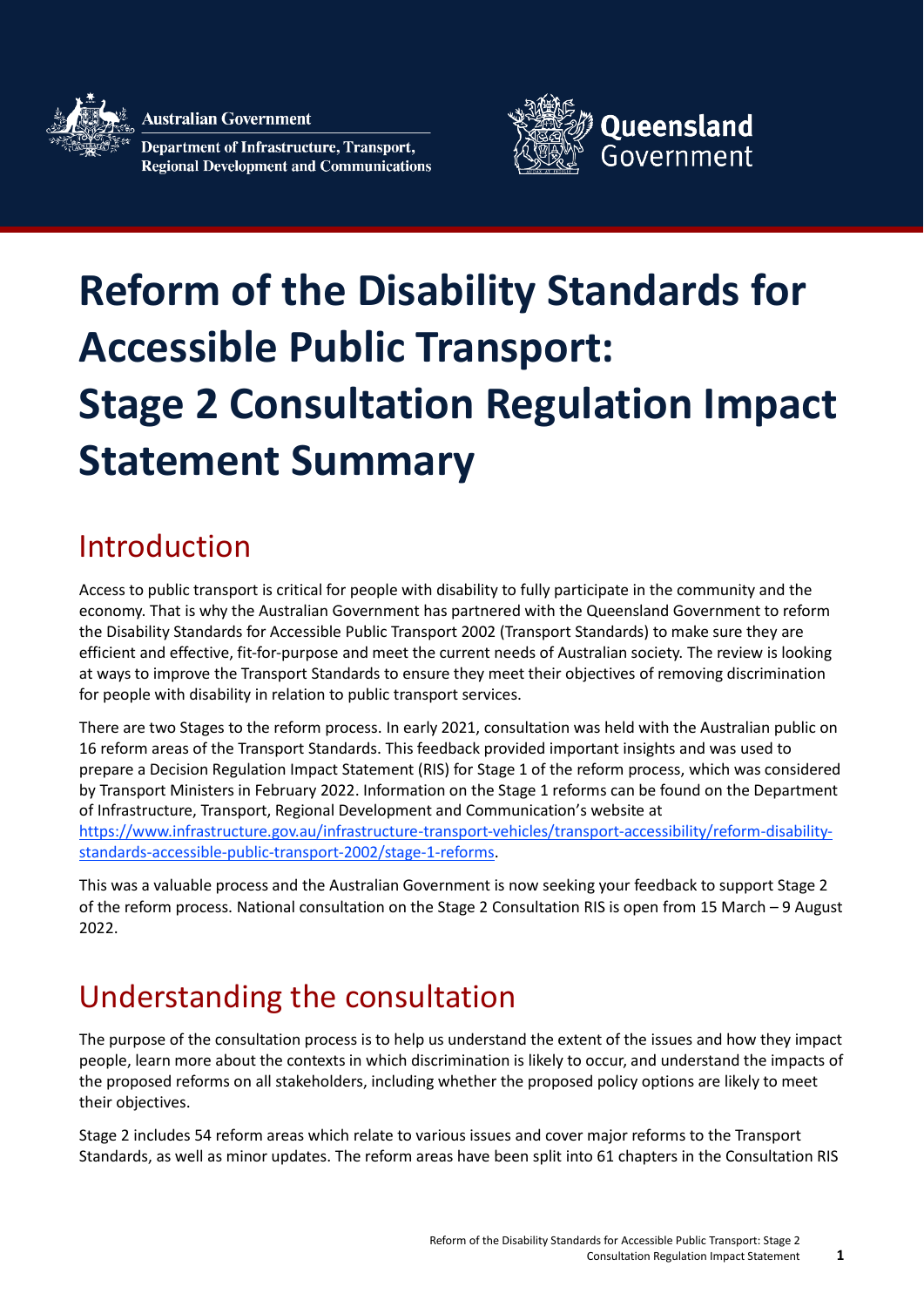Australian Government

Department of Infrastructure, Transport, Regional Development and Communications

Queensland Government

# Reform of the Disability Standards for Accessible Public Transport: Stage 2 Consultation Regulation Impact Statement Summary

## Introduction

Access to public transport is critical for people with disability to fully participate in the community and the economy. That is why the Australian Government has partnered with the Queensland Government to reform the Disability Standards for Accessible Public Transport 2002 (Transport Standards) to make sure they are efficient and effective, fit-for-purpose and meet the current needs of Australian society. The review is looking at ways to improve the Transport Standards to ensure they meet their objectives of removing discrimination for people with disability in relation to public transport services.

There are two Stages to the reform process. In early 2021, consultation was held with the Australian public on 16 reform areas of the Transport Standards. This feedback provided important insights and was used to prepare a Decision Regulation Impact Statement (RIS) for Stage 1 of the reform process, which was considered by Transport Ministers in February 2022. Information on the Stage 1 reforms can be found on the Department of Infrastructure, Transport, Regional Development and Communication's website at [https://www.infrastructure.gov.au/infrastructure-transport-vehicles/transport-accessibility/reform-disability-standards-accessible-public-transport-2002/stage-1-reforms](https://www.infrastructure.gov.au/infrastructure-transport-vehicles/transport-accessibility/reform-disability-standards-accessible-public-transport-2002/stage-1-reforms).

This was a valuable process and the Australian Government is now seeking your feedback to support Stage 2 of the reform process. National consultation on the Stage 2 Consultation RIS is open from 15 March – 9 August 2022.

## Understanding the consultation

The purpose of the consultation process is to help us understand the extent of the issues and how they impact people, learn more about the contexts in which discrimination is likely to occur, and understand the impacts of the proposed reforms on all stakeholders, including whether the proposed policy options are likely to meet their objectives.

Stage 2 includes 54 reform areas which relate to various issues and cover major reforms to the Transport Standards, as well as minor updates. The reform areas have been split into 61 chapters in the Consultation RIS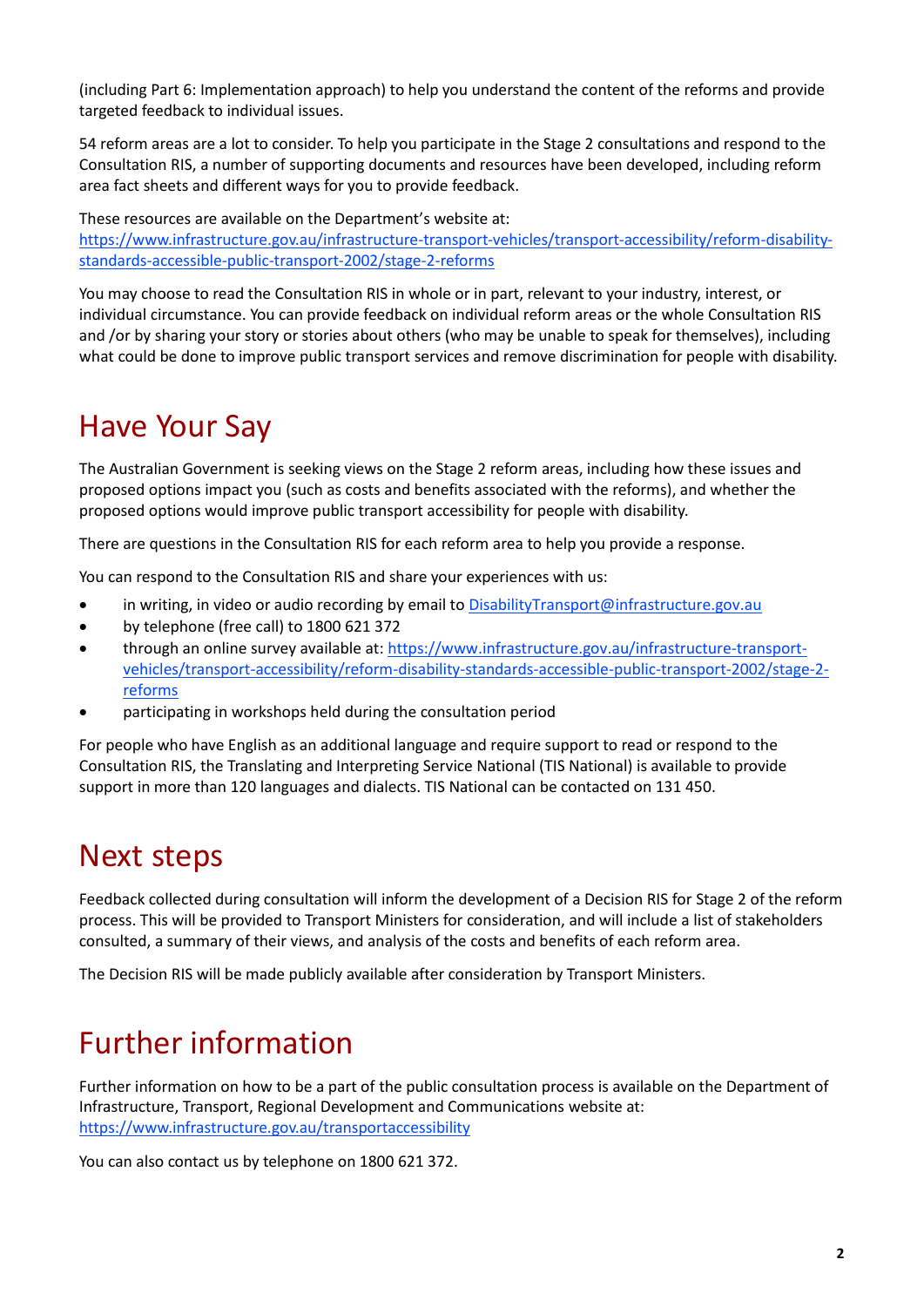(including Part 6: Implementation approach) to help you understand the content of the reforms and provide targeted feedback to individual issues.

54 reform areas are a lot to consider. To help you participate in the Stage 2 consultations and respond to the Consultation RIS, a number of supporting documents and resources have been developed, including reform area fact sheets and different ways for you to provide feedback.

These resources are available on the Department's website at: [https://www.infrastructure.gov.au/infrastructure-transport-vehicles/transport-accessibility/reform-disability-standards-accessible-public-transport-2002/stage-2-reforms](https://www.infrastructure.gov.au/infrastructure-transport-vehicles/transport-accessibility/reform-disability-standards-accessible-public-transport-2002/stage-2-reforms)

You may choose to read the Consultation RIS in whole or in part, relevant to your industry, interest, or individual circumstance. You can provide feedback on individual reform areas or the whole Consultation RIS and /or by sharing your story or stories about others (who may be unable to speak for themselves), including what could be done to improve public transport services and remove discrimination for people with disability.

# Have Your Say

The Australian Government is seeking views on the Stage 2 reform areas, including how these issues and proposed options impact you (such as costs and benefits associated with the reforms), and whether the proposed options would improve public transport accessibility for people with disability.

There are questions in the Consultation RIS for each reform area to help you provide a response.

You can respond to the Consultation RIS and share your experiences with us:

- in writing, in video or audio recording by email to [DisabilityTransport@infrastructure.gov.au](mailto:DisabilityTransport@infrastructure.gov.au)
- by telephone (free call) to 1800 621 372
- through an online survey available at: [https://www.infrastructure.gov.au/infrastructure-transport-vehicles/transport-accessibility/reform-disability-standards-accessible-public-transport-2002/stage-2-reforms](https://www.infrastructure.gov.au/infrastructure-transport-vehicles/transport-accessibility/reform-disability-standards-accessible-public-transport-2002/stage-2-reforms)
- participating in workshops held during the consultation period

For people who have English as an additional language and require support to read or respond to the Consultation RIS, the Translating and Interpreting Service National (TIS National) is available to provide support in more than 120 languages and dialects. TIS National can be contacted on 131 450.

# Next steps

Feedback collected during consultation will inform the development of a Decision RIS for Stage 2 of the reform process. This will be provided to Transport Ministers for consideration, and will include a list of stakeholders consulted, a summary of their views, and analysis of the costs and benefits of each reform area.

The Decision RIS will be made publicly available after consideration by Transport Ministers.

# Further information

Further information on how to be a part of the public consultation process is available on the Department of Infrastructure, Transport, Regional Development and Communications website at: [https://www.infrastructure.gov.au/transportaccessibility](https://www.infrastructure.gov.au/transportaccessibility)

You can also contact us by telephone on 1800 621 372.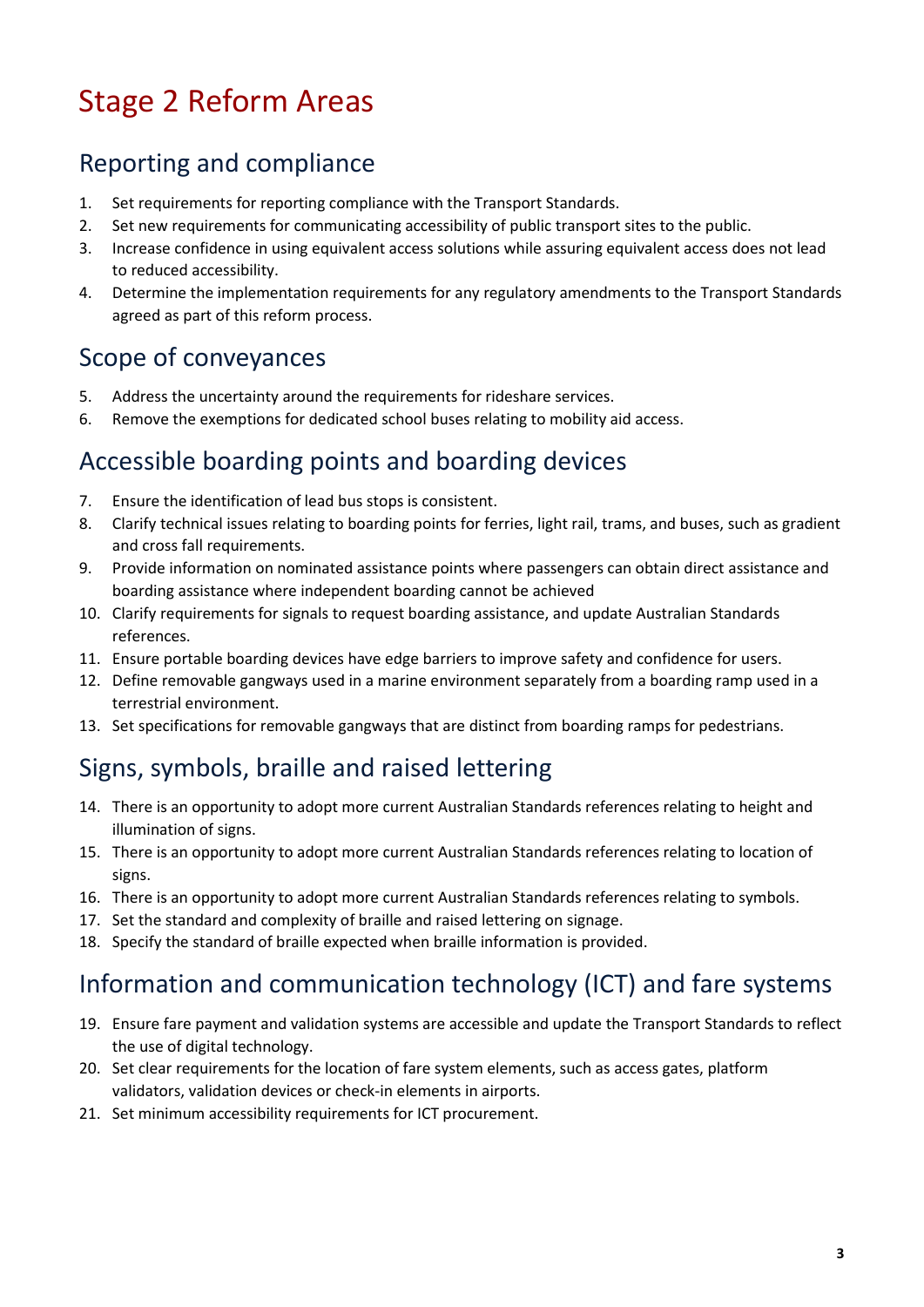# Stage 2 Reform Areas

## Reporting and compliance

1. Set requirements for reporting compliance with the Transport Standards.
2. Set new requirements for communicating accessibility of public transport sites to the public.
3. Increase confidence in using equivalent access solutions while assuring equivalent access does not lead to reduced accessibility.
4. Determine the implementation requirements for any regulatory amendments to the Transport Standards agreed as part of this reform process.

## Scope of conveyances

5. Address the uncertainty around the requirements for rideshare services.
6. Remove the exemptions for dedicated school buses relating to mobility aid access.

## Accessible boarding points and boarding devices

7. Ensure the identification of lead bus stops is consistent.
8. Clarify technical issues relating to boarding points for ferries, light rail, trams, and buses, such as gradient and cross fall requirements.
9. Provide information on nominated assistance points where passengers can obtain direct assistance and boarding assistance where independent boarding cannot be achieved
10. Clarify requirements for signals to request boarding assistance, and update Australian Standards references.
11. Ensure portable boarding devices have edge barriers to improve safety and confidence for users.
12. Define removable gangways used in a marine environment separately from a boarding ramp used in a terrestrial environment.
13. Set specifications for removable gangways that are distinct from boarding ramps for pedestrians.

## Signs, symbols, braille and raised lettering

14. There is an opportunity to adopt more current Australian Standards references relating to height and illumination of signs.
15. There is an opportunity to adopt more current Australian Standards references relating to location of signs.
16. There is an opportunity to adopt more current Australian Standards references relating to symbols.
17. Set the standard and complexity of braille and raised lettering on signage.
18. Specify the standard of braille expected when braille information is provided.

## Information and communication technology (ICT) and fare systems

19. Ensure fare payment and validation systems are accessible and update the Transport Standards to reflect the use of digital technology.
20. Set clear requirements for the location of fare system elements, such as access gates, platform validators, validation devices or check-in elements in airports.
21. Set minimum accessibility requirements for ICT procurement.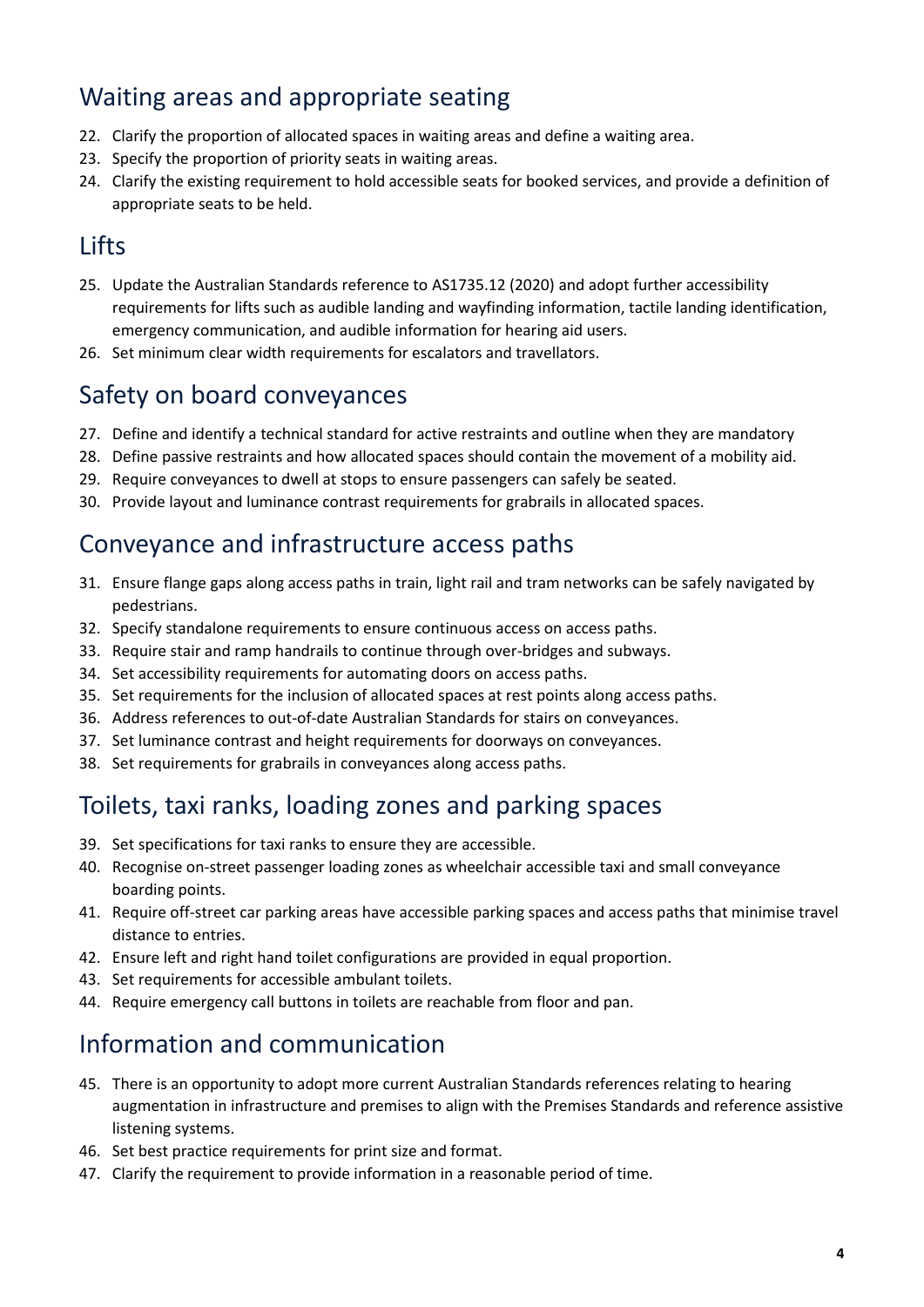## Waiting areas and appropriate seating

22. Clarify the proportion of allocated spaces in waiting areas and define a waiting area.
23. Specify the proportion of priority seats in waiting areas.
24. Clarify the existing requirement to hold accessible seats for booked services, and provide a definition of appropriate seats to be held.

## Lifts

25. Update the Australian Standards reference to AS1735.12 (2020) and adopt further accessibility requirements for lifts such as audible landing and wayfinding information, tactile landing identification, emergency communication, and audible information for hearing aid users.
26. Set minimum clear width requirements for escalators and travellators.

## Safety on board conveyances

27. Define and identify a technical standard for active restraints and outline when they are mandatory
28. Define passive restraints and how allocated spaces should contain the movement of a mobility aid.
29. Require conveyances to dwell at stops to ensure passengers can safely be seated.
30. Provide layout and luminance contrast requirements for grabrails in allocated spaces.

## Conveyance and infrastructure access paths

31. Ensure flange gaps along access paths in train, light rail and tram networks can be safely navigated by pedestrians.
32. Specify standalone requirements to ensure continuous access on access paths.
33. Require stair and ramp handrails to continue through over-bridges and subways.
34. Set accessibility requirements for automating doors on access paths.
35. Set requirements for the inclusion of allocated spaces at rest points along access paths.
36. Address references to out-of-date Australian Standards for stairs on conveyances.
37. Set luminance contrast and height requirements for doorways on conveyances.
38. Set requirements for grabrails in conveyances along access paths.

## Toilets, taxi ranks, loading zones and parking spaces

39. Set specifications for taxi ranks to ensure they are accessible.
40. Recognise on-street passenger loading zones as wheelchair accessible taxi and small conveyance boarding points.
41. Require off-street car parking areas have accessible parking spaces and access paths that minimise travel distance to entries.
42. Ensure left and right hand toilet configurations are provided in equal proportion.
43. Set requirements for accessible ambulant toilets.
44. Require emergency call buttons in toilets are reachable from floor and pan.

## Information and communication

45. There is an opportunity to adopt more current Australian Standards references relating to hearing augmentation in infrastructure and premises to align with the Premises Standards and reference assistive listening systems.
46. Set best practice requirements for print size and format.
47. Clarify the requirement to provide information in a reasonable period of time.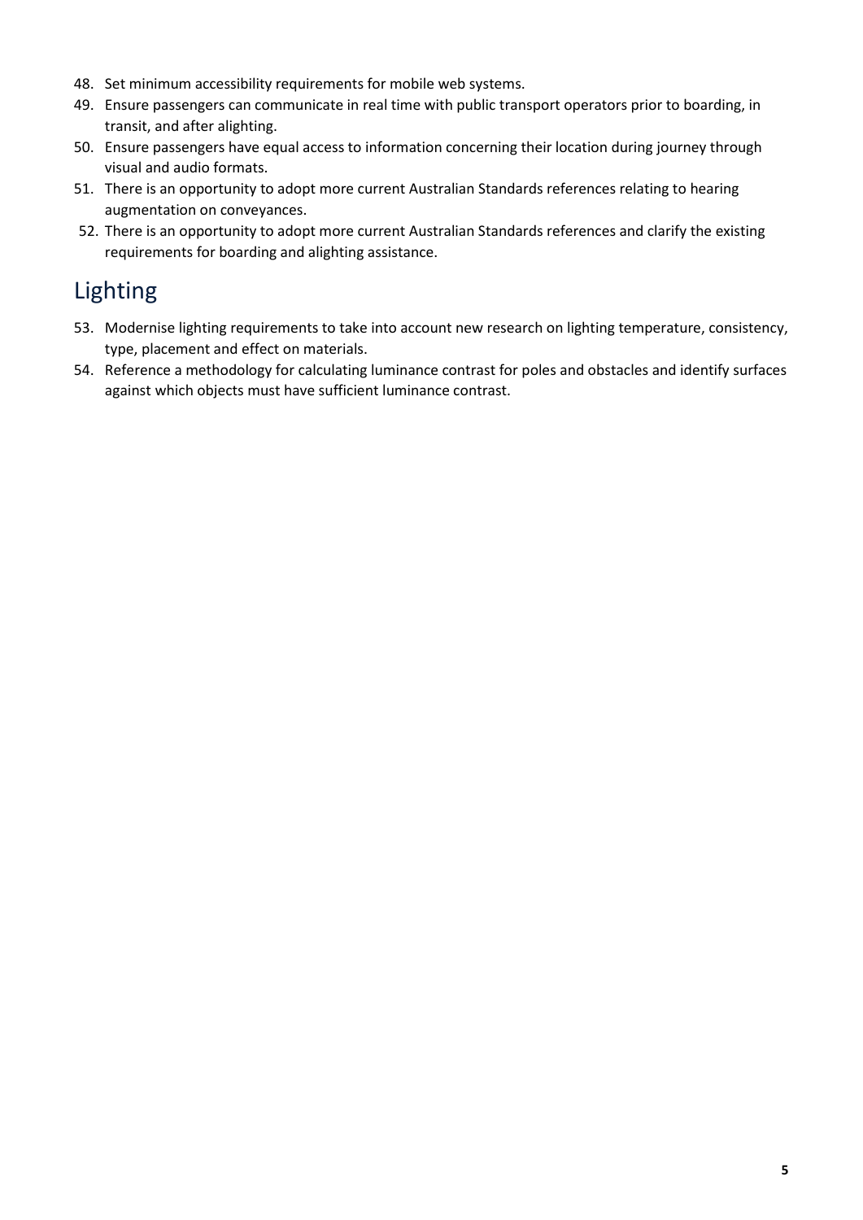48. Set minimum accessibility requirements for mobile web systems.
49. Ensure passengers can communicate in real time with public transport operators prior to boarding, in transit, and after alighting.
50. Ensure passengers have equal access to information concerning their location during journey through visual and audio formats.
51. There is an opportunity to adopt more current Australian Standards references relating to hearing augmentation on conveyances.
52. There is an opportunity to adopt more current Australian Standards references and clarify the existing requirements for boarding and alighting assistance.

## Lighting

53. Modernise lighting requirements to take into account new research on lighting temperature, consistency, type, placement and effect on materials.
54. Reference a methodology for calculating luminance contrast for poles and obstacles and identify surfaces against which objects must have sufficient luminance contrast.